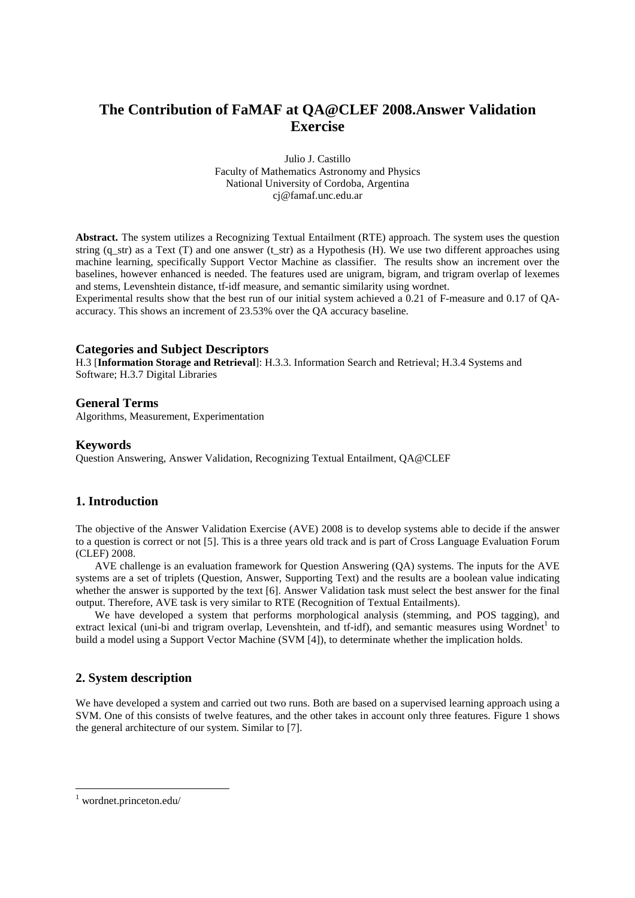# The Contribution of FaMAF at QA@CLEF 2008.Answer Validation Exercise

Julio J. Castillo
Faculty of Mathematics Astronomy and Physics
National University of Cordoba, Argentina
cj@famaf.unc.edu.ar

**Abstract.** The system utilizes a Recognizing Textual Entailment (RTE) approach. The system uses the question string (q_str) as a Text (T) and one answer (t_str) as a Hypothesis (H). We use two different approaches using machine learning, specifically Support Vector Machine as classifier. The results show an increment over the baselines, however enhanced is needed. The features used are unigram, bigram, and trigram overlap of lexemes and stems, Levenshtein distance, tf-idf measure, and semantic similarity using wordnet.
Experimental results show that the best run of our initial system achieved a 0.21 of F-measure and 0.17 of QA-accuracy. This shows an increment of 23.53% over the QA accuracy baseline.

## Categories and Subject Descriptors

H.3 [**Information Storage and Retrieval**]: H.3.3. Information Search and Retrieval; H.3.4 Systems and Software; H.3.7 Digital Libraries

## General Terms

Algorithms, Measurement, Experimentation

## Keywords

Question Answering, Answer Validation, Recognizing Textual Entailment, QA@CLEF

## 1. Introduction

The objective of the Answer Validation Exercise (AVE) 2008 is to develop systems able to decide if the answer to a question is correct or not [5]. This is a three years old track and is part of Cross Language Evaluation Forum (CLEF) 2008.

AVE challenge is an evaluation framework for Question Answering (QA) systems. The inputs for the AVE systems are a set of triplets (Question, Answer, Supporting Text) and the results are a boolean value indicating whether the answer is supported by the text [6]. Answer Validation task must select the best answer for the final output. Therefore, AVE task is very similar to RTE (Recognition of Textual Entailments).

We have developed a system that performs morphological analysis (stemming, and POS tagging), and extract lexical (uni-bi and trigram overlap, Levenshtein, and tf-idf), and semantic measures using Wordnet[1] to build a model using a Support Vector Machine (SVM [4]), to determinate whether the implication holds.

## 2. System description

We have developed a system and carried out two runs. Both are based on a supervised learning approach using a SVM. One of this consists of twelve features, and the other takes in account only three features. Figure 1 shows the general architecture of our system. Similar to [7].

[1] wordnet.princeton.edu/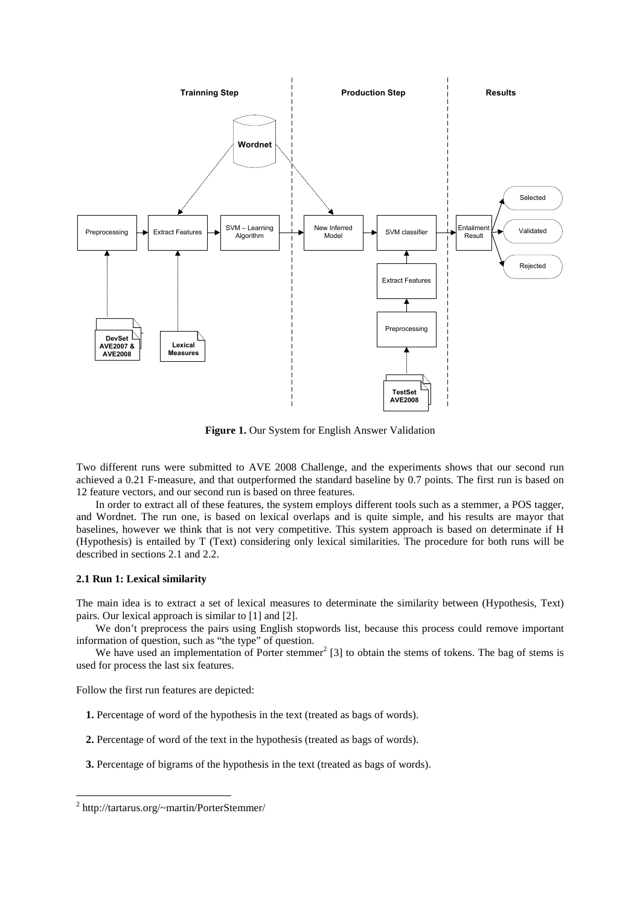**Figure 1.** Our System for English Answer Validation

Two different runs were submitted to AVE 2008 Challenge, and the experiments shows that our second run achieved a 0.21 F-measure, and that outperformed the standard baseline by 0.7 points. The first run is based on 12 feature vectors, and our second run is based on three features.

In order to extract all of these features, the system employs different tools such as a stemmer, a POS tagger, and Wordnet. The run one, is based on lexical overlaps and is quite simple, and his results are mayor that baselines, however we think that is not very competitive. This system approach is based on determinate if H (Hypothesis) is entailed by T (Text) considering only lexical similarities. The procedure for both runs will be described in sections 2.1 and 2.2.

### 2.1 Run 1: Lexical similarity

The main idea is to extract a set of lexical measures to determinate the similarity between (Hypothesis, Text) pairs. Our lexical approach is similar to [1] and [2].

We don't preprocess the pairs using English stopwords list, because this process could remove important information of question, such as "the type" of question.

We have used an implementation of Porter stemmer[2] [3] to obtain the stems of tokens. The bag of stems is used for process the last six features.

Follow the first run features are depicted:

**1.** Percentage of word of the hypothesis in the text (treated as bags of words).

**2.** Percentage of word of the text in the hypothesis (treated as bags of words).

**3.** Percentage of bigrams of the hypothesis in the text (treated as bags of words).

[2] http://tartarus.org/~martin/PorterStemmer/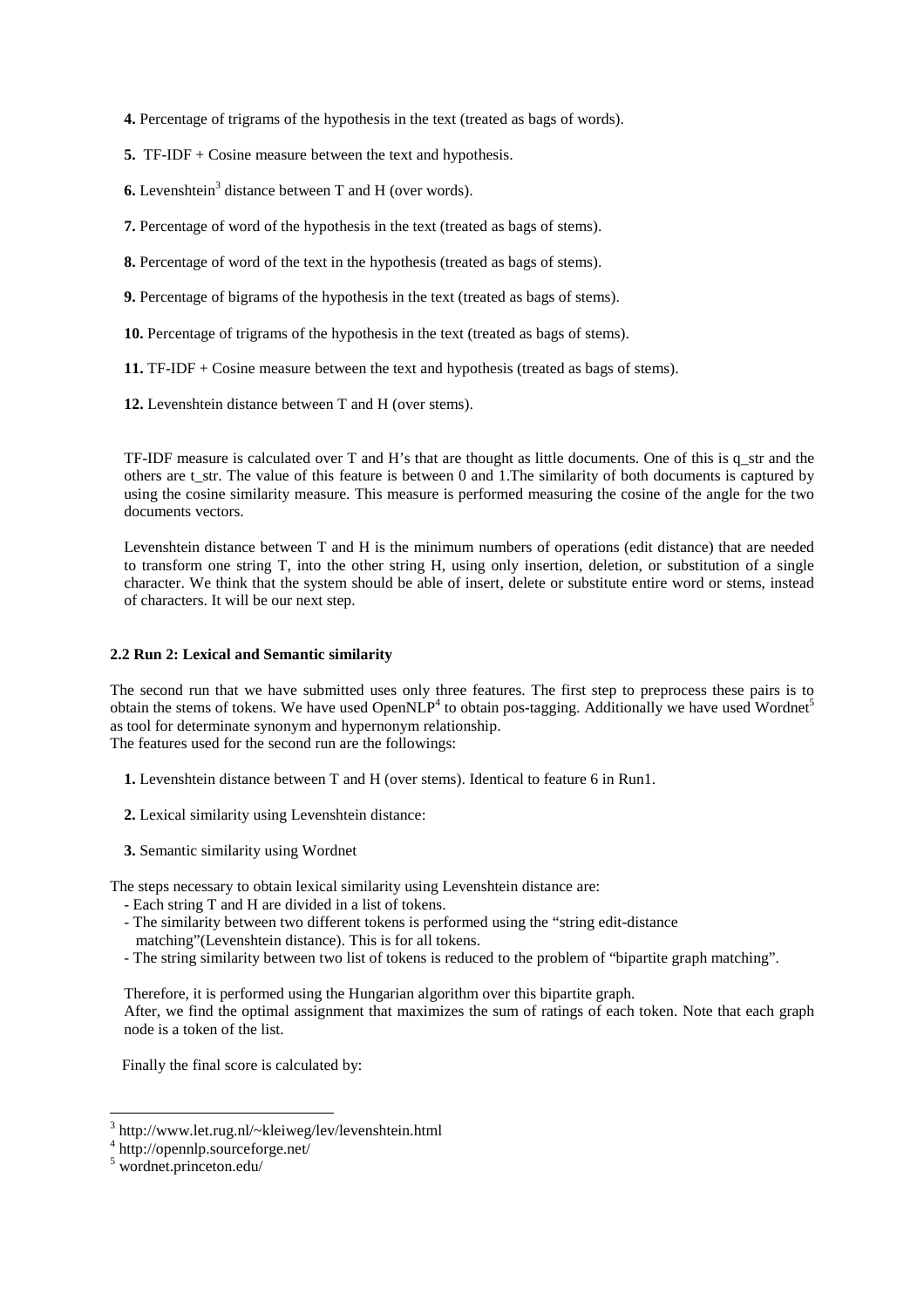**4.** Percentage of trigrams of the hypothesis in the text (treated as bags of words).

**5.** TF-IDF + Cosine measure between the text and hypothesis.

**6.** Levenshtein[3] distance between T and H (over words).

**7.** Percentage of word of the hypothesis in the text (treated as bags of stems).

**8.** Percentage of word of the text in the hypothesis (treated as bags of stems).

**9.** Percentage of bigrams of the hypothesis in the text (treated as bags of stems).

**10.** Percentage of trigrams of the hypothesis in the text (treated as bags of stems).

**11.** TF-IDF + Cosine measure between the text and hypothesis (treated as bags of stems).

**12.** Levenshtein distance between T and H (over stems).

TF-IDF measure is calculated over T and H's that are thought as little documents. One of this is q_str and the others are t_str. The value of this feature is between 0 and 1.The similarity of both documents is captured by using the cosine similarity measure. This measure is performed measuring the cosine of the angle for the two documents vectors.

Levenshtein distance between T and H is the minimum numbers of operations (edit distance) that are needed to transform one string T, into the other string H, using only insertion, deletion, or substitution of a single character. We think that the system should be able of insert, delete or substitute entire word or stems, instead of characters. It will be our next step.

### 2.2 Run 2: Lexical and Semantic similarity

The second run that we have submitted uses only three features. The first step to preprocess these pairs is to obtain the stems of tokens. We have used OpenNLP[4] to obtain pos-tagging. Additionally we have used Wordnet[5] as tool for determinate synonym and hypernonym relationship.
The features used for the second run are the followings:

**1.** Levenshtein distance between T and H (over stems). Identical to feature 6 in Run1.

**2.** Lexical similarity using Levenshtein distance:

**3.** Semantic similarity using Wordnet

The steps necessary to obtain lexical similarity using Levenshtein distance are:

- Each string T and H are divided in a list of tokens.
- The similarity between two different tokens is performed using the "string edit-distance matching"(Levenshtein distance). This is for all tokens.
- The string similarity between two list of tokens is reduced to the problem of "bipartite graph matching".

Therefore, it is performed using the Hungarian algorithm over this bipartite graph.
After, we find the optimal assignment that maximizes the sum of ratings of each token. Note that each graph node is a token of the list.

Finally the final score is calculated by:

---

[3] http://www.let.rug.nl/~kleiweg/lev/levenshtein.html
[4] http://opennlp.sourceforge.net/
[5] wordnet.princeton.edu/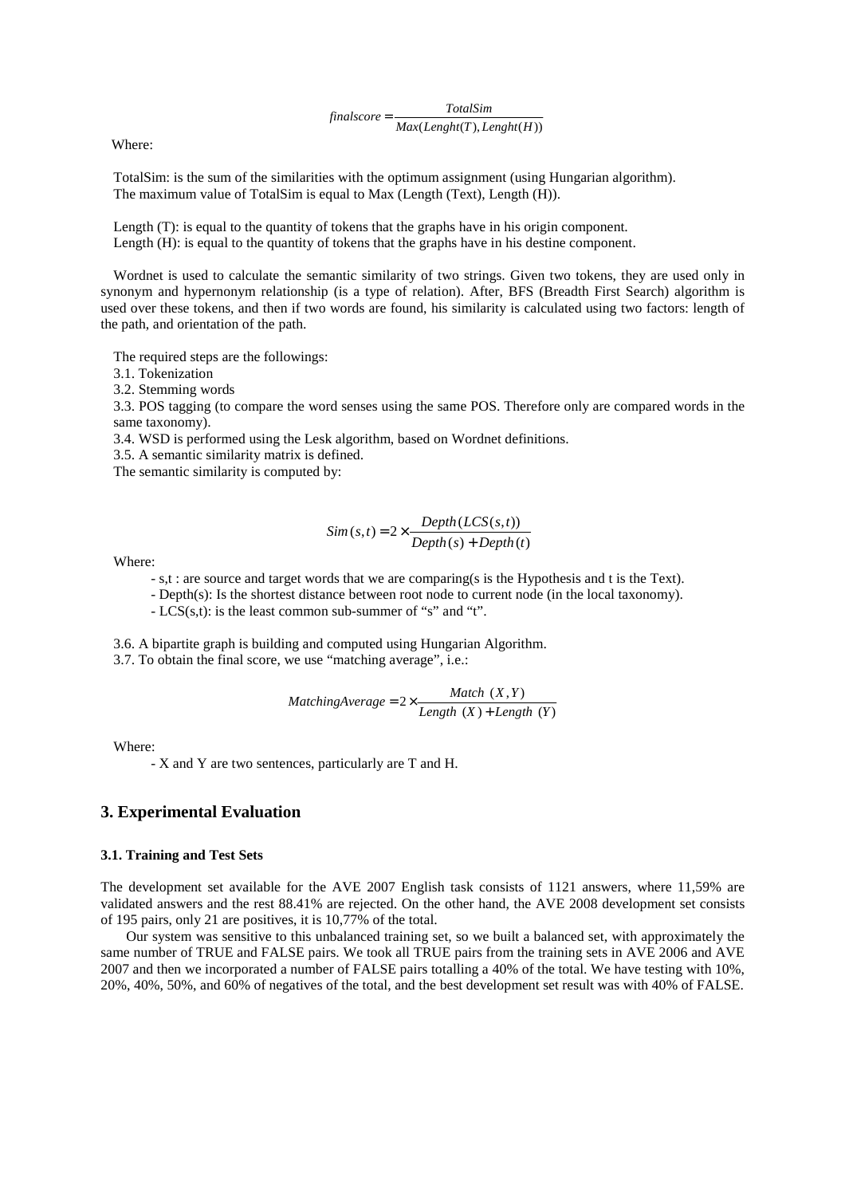$$finalscore = \frac{TotalSim}{Max(Lenght(T), Lenght(H))}$$

Where:

TotalSim: is the sum of the similarities with the optimum assignment (using Hungarian algorithm). The maximum value of TotalSim is equal to Max (Length (Text), Length (H)).

Length (T): is equal to the quantity of tokens that the graphs have in his origin component.
Length (H): is equal to the quantity of tokens that the graphs have in his destine component.

Wordnet is used to calculate the semantic similarity of two strings. Given two tokens, they are used only in synonym and hypernonym relationship (is a type of relation). After, BFS (Breadth First Search) algorithm is used over these tokens, and then if two words are found, his similarity is calculated using two factors: length of the path, and orientation of the path.

The required steps are the followings:

3.1. Tokenization

3.2. Stemming words

3.3. POS tagging (to compare the word senses using the same POS. Therefore only are compared words in the same taxonomy).

3.4. WSD is performed using the Lesk algorithm, based on Wordnet definitions.

3.5. A semantic similarity matrix is defined.

The semantic similarity is computed by:

$$Sim(s,t) = 2 \times \frac{Depth(LCS(s,t))}{Depth(s) + Depth(t)}$$

Where:

- s,t : are source and target words that we are comparing(s is the Hypothesis and t is the Text).
- Depth(s): Is the shortest distance between root node to current node (in the local taxonomy).
- LCS(s,t): is the least common sub-summer of "s" and "t".

3.6. A bipartite graph is building and computed using Hungarian Algorithm.

3.7. To obtain the final score, we use "matching average", i.e.:

$$MatchingAverage = 2 \times \frac{Match\ (X,Y)}{Length\ (X) + Length\ (Y)}$$

Where:

- X and Y are two sentences, particularly are T and H.

## 3. Experimental Evaluation

### 3.1. Training and Test Sets

The development set available for the AVE 2007 English task consists of 1121 answers, where 11,59% are validated answers and the rest 88.41% are rejected. On the other hand, the AVE 2008 development set consists of 195 pairs, only 21 are positives, it is 10,77% of the total.

Our system was sensitive to this unbalanced training set, so we built a balanced set, with approximately the same number of TRUE and FALSE pairs. We took all TRUE pairs from the training sets in AVE 2006 and AVE 2007 and then we incorporated a number of FALSE pairs totalling a 40% of the total. We have testing with 10%, 20%, 40%, 50%, and 60% of negatives of the total, and the best development set result was with 40% of FALSE.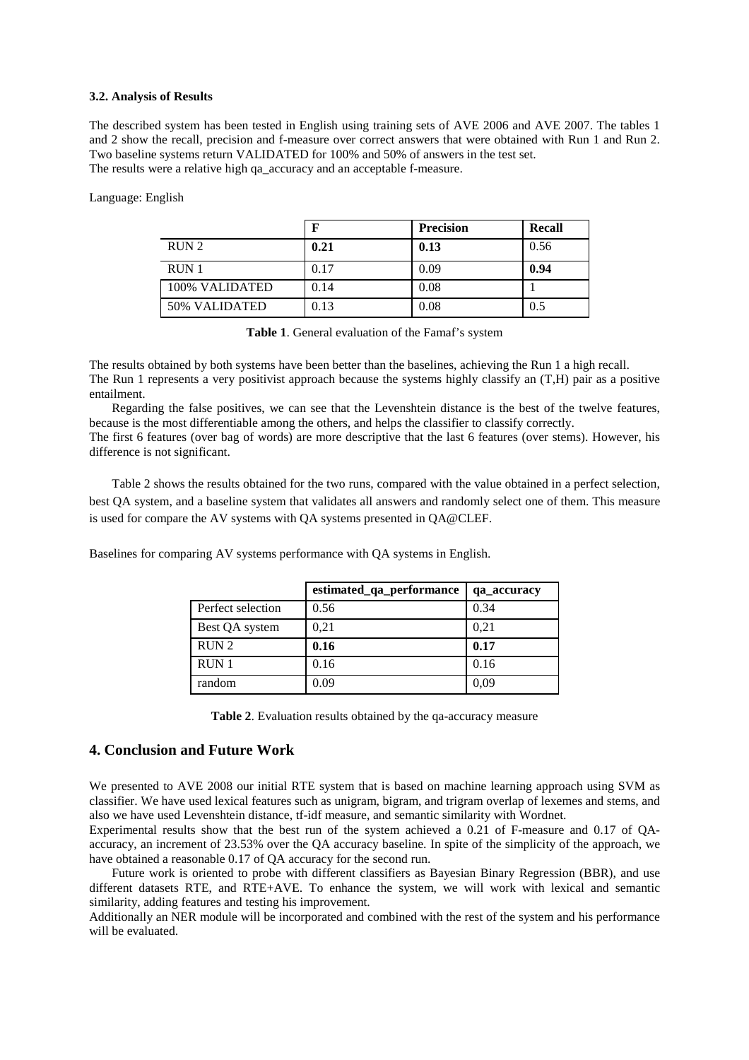### 3.2. Analysis of Results

The described system has been tested in English using training sets of AVE 2006 and AVE 2007. The tables 1 and 2 show the recall, precision and f-measure over correct answers that were obtained with Run 1 and Run 2. Two baseline systems return VALIDATED for 100% and 50% of answers in the test set.
The results were a relative high qa_accuracy and an acceptable f-measure.

Language: English

| | F | Precision | Recall |
|---|---|---|---|
| RUN 2 | **0.21** | **0.13** | 0.56 |
| RUN 1 | 0.17 | 0.09 | **0.94** |
| 100% VALIDATED | 0.14 | 0.08 | 1 |
| 50% VALIDATED | 0.13 | 0.08 | 0.5 |

**Table 1**. General evaluation of the Famaf's system

The results obtained by both systems have been better than the baselines, achieving the Run 1 a high recall.
The Run 1 represents a very positivist approach because the systems highly classify an (T,H) pair as a positive entailment.

Regarding the false positives, we can see that the Levenshtein distance is the best of the twelve features, because is the most differentiable among the others, and helps the classifier to classify correctly.
The first 6 features (over bag of words) are more descriptive that the last 6 features (over stems). However, his difference is not significant.

Table 2 shows the results obtained for the two runs, compared with the value obtained in a perfect selection, best QA system, and a baseline system that validates all answers and randomly select one of them. This measure is used for compare the AV systems with QA systems presented in QA@CLEF.

Baselines for comparing AV systems performance with QA systems in English.

| | estimated_qa_performance | qa_accuracy |
|---|---|---|
| Perfect selection | 0.56 | 0.34 |
| Best QA system | 0,21 | 0,21 |
| RUN 2 | **0.16** | **0.17** |
| RUN 1 | 0.16 | 0.16 |
| random | 0.09 | 0,09 |

**Table 2**. Evaluation results obtained by the qa-accuracy measure

## 4. Conclusion and Future Work

We presented to AVE 2008 our initial RTE system that is based on machine learning approach using SVM as classifier. We have used lexical features such as unigram, bigram, and trigram overlap of lexemes and stems, and also we have used Levenshtein distance, tf-idf measure, and semantic similarity with Wordnet.
Experimental results show that the best run of the system achieved a 0.21 of F-measure and 0.17 of QA-accuracy, an increment of 23.53% over the QA accuracy baseline. In spite of the simplicity of the approach, we have obtained a reasonable 0.17 of QA accuracy for the second run.

Future work is oriented to probe with different classifiers as Bayesian Binary Regression (BBR), and use different datasets RTE, and RTE+AVE. To enhance the system, we will work with lexical and semantic similarity, adding features and testing his improvement.
Additionally an NER module will be incorporated and combined with the rest of the system and his performance will be evaluated.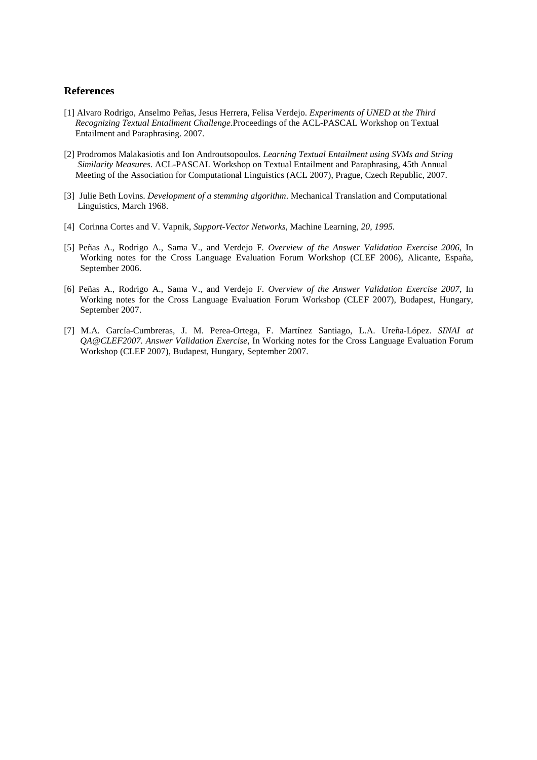## References

[1] Alvaro Rodrigo, Anselmo Peñas, Jesus Herrera, Felisa Verdejo. *Experiments of UNED at the Third Recognizing Textual Entailment Challenge*.Proceedings of the ACL-PASCAL Workshop on Textual Entailment and Paraphrasing. 2007.

[2] Prodromos Malakasiotis and Ion Androutsopoulos. *Learning Textual Entailment using SVMs and String Similarity Measures*. ACL-PASCAL Workshop on Textual Entailment and Paraphrasing, 45th Annual Meeting of the Association for Computational Linguistics (ACL 2007), Prague, Czech Republic, 2007.

[3] Julie Beth Lovins. *Development of a stemming algorithm*. Mechanical Translation and Computational Linguistics, March 1968.

[4] Corinna Cortes and V. Vapnik, *Support-Vector Networks,* Machine Learning, *20, 1995.*

[5] Peñas A., Rodrigo A., Sama V., and Verdejo F. *Overview of the Answer Validation Exercise 2006*, In Working notes for the Cross Language Evaluation Forum Workshop (CLEF 2006), Alicante, España, September 2006.

[6] Peñas A., Rodrigo A., Sama V., and Verdejo F. *Overview of the Answer Validation Exercise 2007*, In Working notes for the Cross Language Evaluation Forum Workshop (CLEF 2007), Budapest, Hungary, September 2007.

[7] M.A. García-Cumbreras, J. M. Perea-Ortega, F. Martínez Santiago, L.A. Ureña-López. *SINAI at QA@CLEF2007. Answer Validation Exercise,* In Working notes for the Cross Language Evaluation Forum Workshop (CLEF 2007), Budapest, Hungary, September 2007.